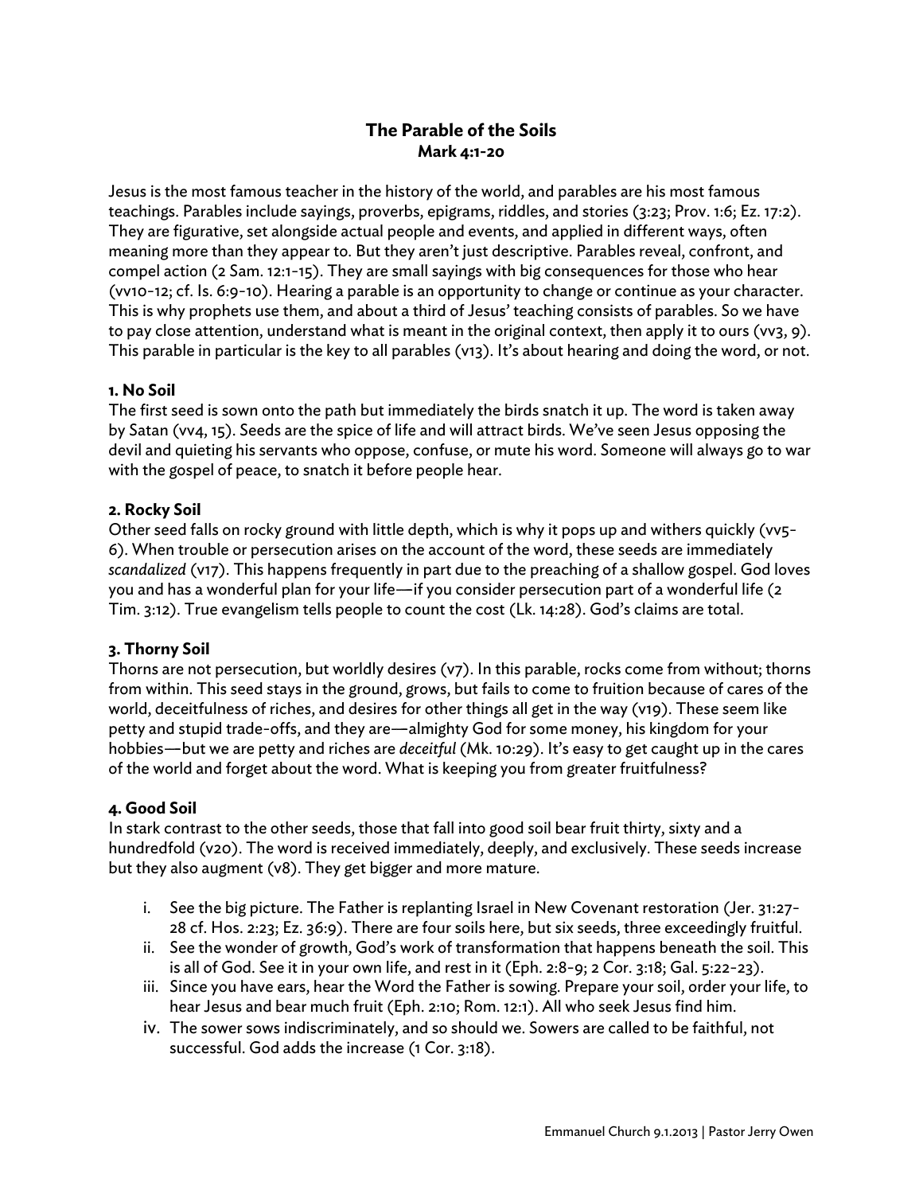# The Parable of the Soils

**Mark 4:1-20**

Jesus is the most famous teacher in the history of the world, and parables are his most famous teachings. Parables include sayings, proverbs, epigrams, riddles, and stories (3:23; Prov. 1:6; Ez. 17:2). They are figurative, set alongside actual people and events, and applied in different ways, often meaning more than they appear to. But they aren't just descriptive. Parables reveal, confront, and compel action (2 Sam. 12:1-15). They are small sayings with big consequences for those who hear (vv10-12; cf. Is. 6:9-10). Hearing a parable is an opportunity to change or continue as your character. This is why prophets use them, and about a third of Jesus' teaching consists of parables. So we have to pay close attention, understand what is meant in the original context, then apply it to ours (vv3, 9). This parable in particular is the key to all parables (v13). It's about hearing and doing the word, or not.

### 1. No Soil

The first seed is sown onto the path but immediately the birds snatch it up. The word is taken away by Satan (vv4, 15). Seeds are the spice of life and will attract birds. We've seen Jesus opposing the devil and quieting his servants who oppose, confuse, or mute his word. Someone will always go to war with the gospel of peace, to snatch it before people hear.

### 2. Rocky Soil

Other seed falls on rocky ground with little depth, which is why it pops up and withers quickly (vv5-6). When trouble or persecution arises on the account of the word, these seeds are immediately *scandalized* (v17). This happens frequently in part due to the preaching of a shallow gospel. God loves you and has a wonderful plan for your life—if you consider persecution part of a wonderful life (2 Tim. 3:12). True evangelism tells people to count the cost (Lk. 14:28). God's claims are total.

### 3. Thorny Soil

Thorns are not persecution, but worldly desires (v7). In this parable, rocks come from without; thorns from within. This seed stays in the ground, grows, but fails to come to fruition because of cares of the world, deceitfulness of riches, and desires for other things all get in the way (v19). These seem like petty and stupid trade-offs, and they are—almighty God for some money, his kingdom for your hobbies—but we are petty and riches are *deceitful* (Mk. 10:29). It's easy to get caught up in the cares of the world and forget about the word. What is keeping you from greater fruitfulness?

### 4. Good Soil

In stark contrast to the other seeds, those that fall into good soil bear fruit thirty, sixty and a hundredfold (v20). The word is received immediately, deeply, and exclusively. These seeds increase but they also augment (v8). They get bigger and more mature.

i. See the big picture. The Father is replanting Israel in New Covenant restoration (Jer. 31:27-28 cf. Hos. 2:23; Ez. 36:9). There are four soils here, but six seeds, three exceedingly fruitful.

ii. See the wonder of growth, God's work of transformation that happens beneath the soil. This is all of God. See it in your own life, and rest in it (Eph. 2:8-9; 2 Cor. 3:18; Gal. 5:22-23).

iii. Since you have ears, hear the Word the Father is sowing. Prepare your soil, order your life, to hear Jesus and bear much fruit (Eph. 2:10; Rom. 12:1). All who seek Jesus find him.

iv. The sower sows indiscriminately, and so should we. Sowers are called to be faithful, not successful. God adds the increase (1 Cor. 3:18).

Emmanuel Church 9.1.2013 | Pastor Jerry Owen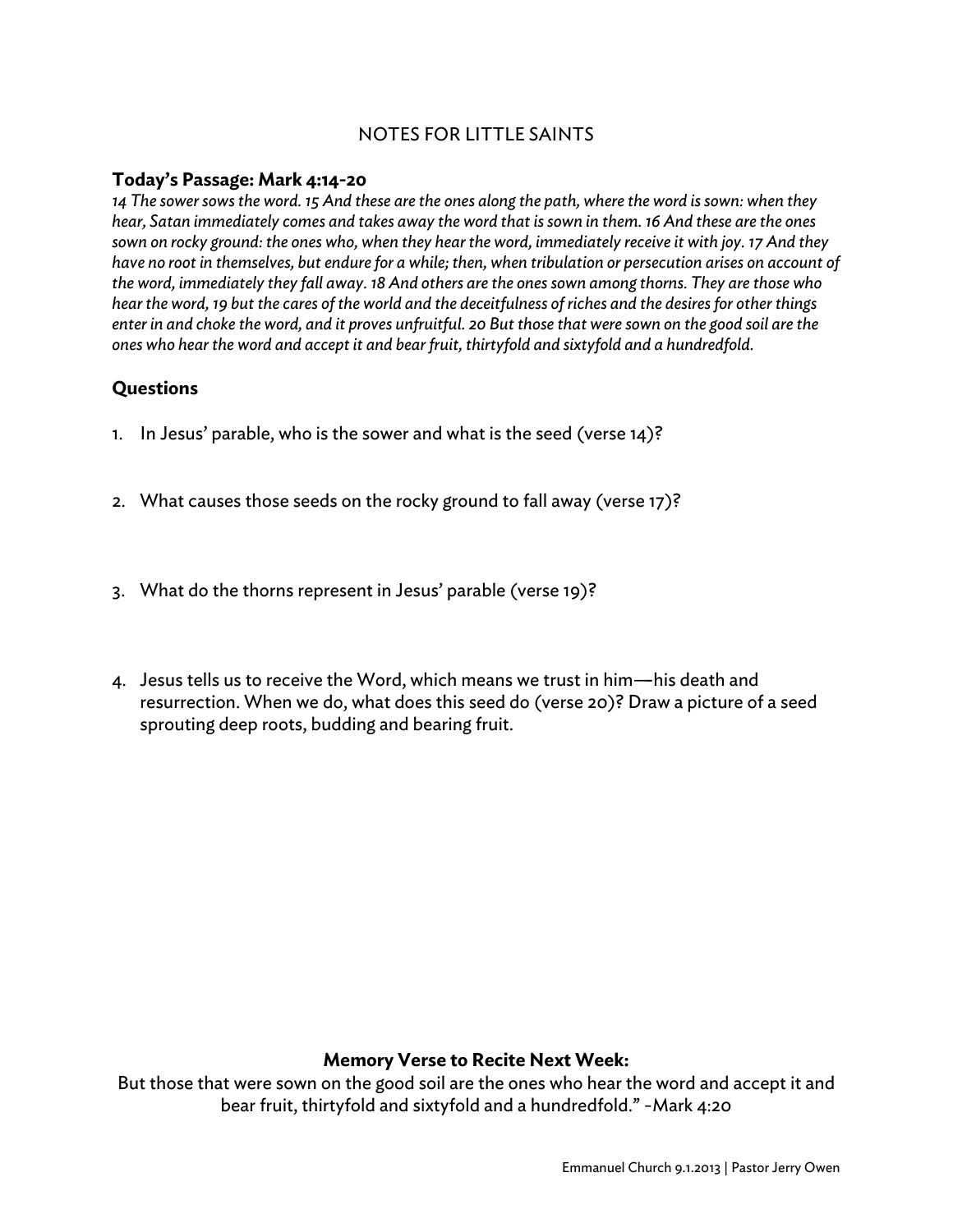# NOTES FOR LITTLE SAINTS

## Today's Passage: Mark 4:14-20

*14 The sower sows the word. 15 And these are the ones along the path, where the word is sown: when they hear, Satan immediately comes and takes away the word that is sown in them. 16 And these are the ones sown on rocky ground: the ones who, when they hear the word, immediately receive it with joy. 17 And they have no root in themselves, but endure for a while; then, when tribulation or persecution arises on account of the word, immediately they fall away. 18 And others are the ones sown among thorns. They are those who hear the word, 19 but the cares of the world and the deceitfulness of riches and the desires for other things enter in and choke the word, and it proves unfruitful. 20 But those that were sown on the good soil are the ones who hear the word and accept it and bear fruit, thirtyfold and sixtyfold and a hundredfold.*

## Questions

1. In Jesus' parable, who is the sower and what is the seed (verse 14)?

2. What causes those seeds on the rocky ground to fall away (verse 17)?

3. What do the thorns represent in Jesus' parable (verse 19)?

4. Jesus tells us to receive the Word, which means we trust in him—his death and resurrection. When we do, what does this seed do (verse 20)? Draw a picture of a seed sprouting deep roots, budding and bearing fruit.

**Memory Verse to Recite Next Week:**

But those that were sown on the good soil are the ones who hear the word and accept it and bear fruit, thirtyfold and sixtyfold and a hundredfold." -Mark 4:20

Emmanuel Church 9.1.2013 | Pastor Jerry Owen